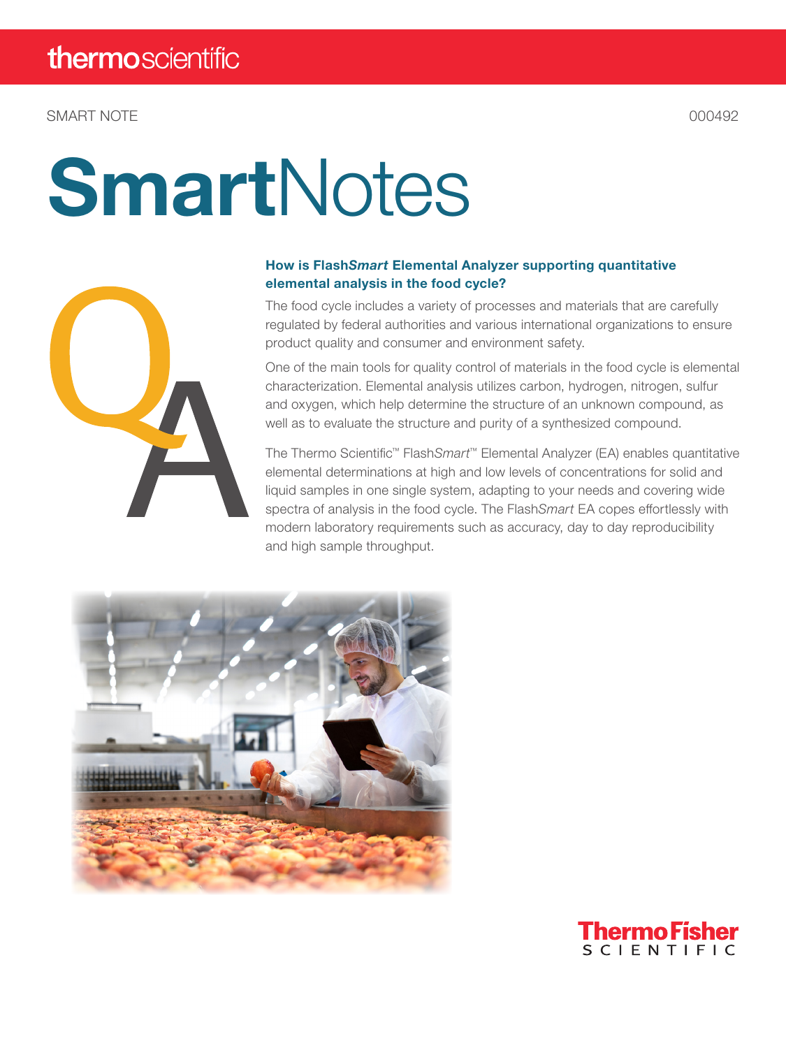SMART NOTE 000492

# SmartNotes

### How is Flash*Smart* Elemental Analyzer supporting quantitative elemental analysis in the food cycle?

The food cycle includes a variety of processes and materials that are carefully regulated by federal authorities and various international organizations to ensure product quality and consumer and environment safety.

One of the main tools for quality control of materials in the food cycle is elemental characterization. Elemental analysis utilizes carbon, hydrogen, nitrogen, sulfur and oxygen, which help determine the structure of an unknown compound, as well as to evaluate the structure and purity of a synthesized compound.

The Thermo Scientific™ Flash*Smart*™ Elemental Analyzer (EA) enables quantitative elemental determinations at high and low levels of concentrations for solid and liquid samples in one single system, adapting to your needs and covering wide spectra of analysis in the food cycle. The Flash*Smart* EA copes effortlessly with modern laboratory requirements such as accuracy, day to day reproducibility and high sample throughput.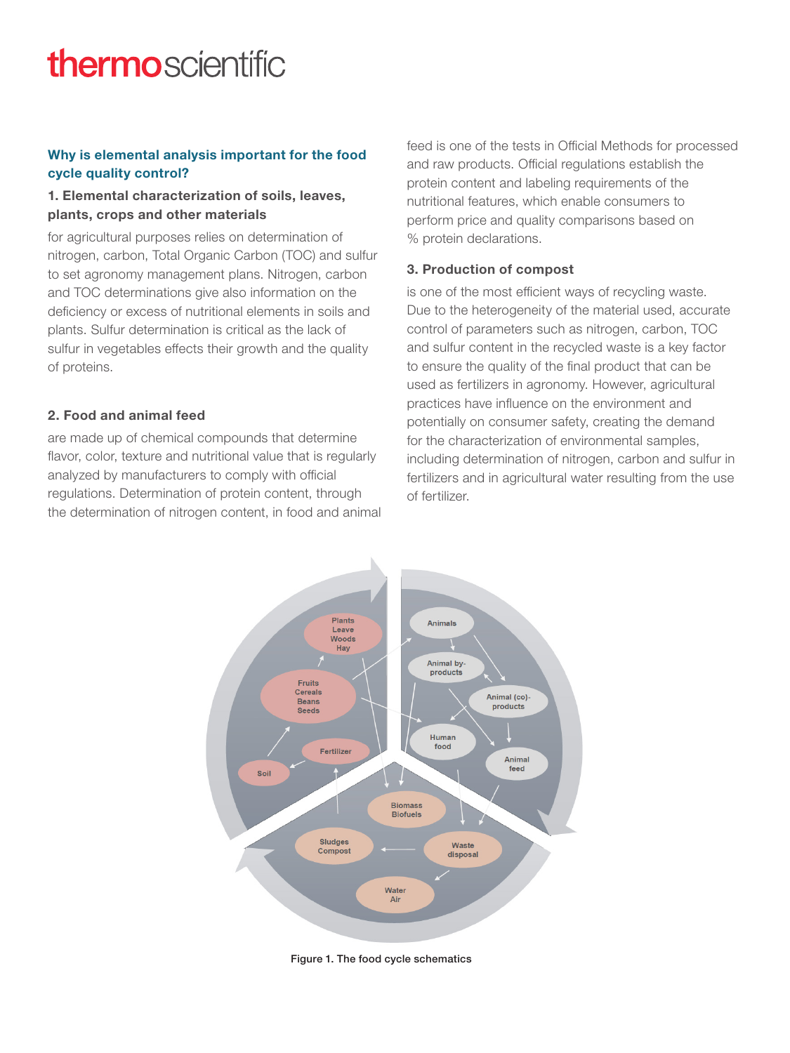## Why is elemental analysis important for the food cycle quality control?

### 1. Elemental characterization of soils, leaves, plants, crops and other materials

for agricultural purposes relies on determination of nitrogen, carbon, Total Organic Carbon (TOC) and sulfur to set agronomy management plans. Nitrogen, carbon and TOC determinations give also information on the deficiency or excess of nutritional elements in soils and plants. Sulfur determination is critical as the lack of sulfur in vegetables effects their growth and the quality of proteins.

### 2. Food and animal feed

are made up of chemical compounds that determine flavor, color, texture and nutritional value that is regularly analyzed by manufacturers to comply with official regulations. Determination of protein content, through the determination of nitrogen content, in food and animal feed is one of the tests in Official Methods for processed and raw products. Official regulations establish the protein content and labeling requirements of the nutritional features, which enable consumers to perform price and quality comparisons based on % protein declarations.

### 3. Production of compost

is one of the most efficient ways of recycling waste. Due to the heterogeneity of the material used, accurate control of parameters such as nitrogen, carbon, TOC and sulfur content in the recycled waste is a key factor to ensure the quality of the final product that can be used as fertilizers in agronomy. However, agricultural practices have influence on the environment and potentially on consumer safety, creating the demand for the characterization of environmental samples, including determination of nitrogen, carbon and sulfur in fertilizers and in agricultural water resulting from the use of fertilizer.

Figure 1. The food cycle schematics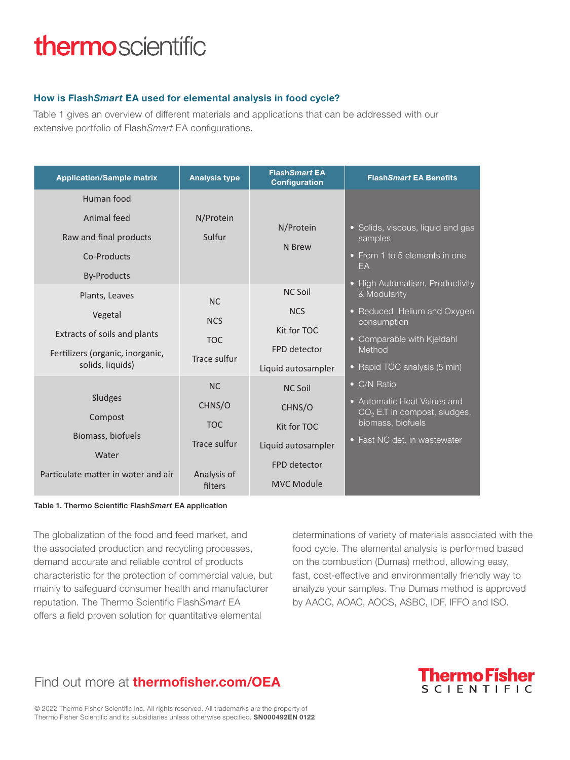### How is Flash*Smart* EA used for elemental analysis in food cycle?

Table 1 gives an overview of different materials and applications that can be addressed with our extensive portfolio of Flash*Smart* EA configurations.

| Application/Sample matrix | Analysis type | Flash*Smart* EA Configuration | Flash*Smart* EA Benefits |
|---|---|---|---|
| Human food<br>Animal feed<br>Raw and final products<br>Co-Products<br>By-Products | N/Protein<br>Sulfur | N/Protein<br>N Brew | • Solids, viscous, liquid and gas samples<br>• From 1 to 5 elements in one EA<br>• High Automatism, Productivity & Modularity<br>• Reduced Helium and Oxygen consumption<br>• Comparable with Kjeldahl Method<br>• Rapid TOC analysis (5 min)<br>• C/N Ratio<br>• Automatic Heat Values and $CO_2$ E.T in compost, sludges, biomass, biofuels<br>• Fast NC det. in wastewater |
| Plants, Leaves<br>Vegetal<br>Extracts of soils and plants<br>Fertilizers (organic, inorganic, solids, liquids) | NC<br>NCS<br>TOC<br>Trace sulfur | NC Soil<br>NCS<br>Kit for TOC<br>FPD detector<br>Liquid autosampler | |
| Sludges<br>Compost<br>Biomass, biofuels<br>Water<br>Particulate matter in water and air | NC<br>CHNS/O<br>TOC<br>Trace sulfur<br>Analysis of filters | NC Soil<br>CHNS/O<br>Kit for TOC<br>Liquid autosampler<br>FPD detector<br>MVC Module | |

**Table 1. Thermo Scientific Flash*Smart* EA application**

The globalization of the food and feed market, and the associated production and recycling processes, demand accurate and reliable control of products characteristic for the protection of commercial value, but mainly to safeguard consumer health and manufacturer reputation. The Thermo Scientific Flash*Smart* EA offers a field proven solution for quantitative elemental determinations of variety of materials associated with the food cycle. The elemental analysis is performed based on the combustion (Dumas) method, allowing easy, fast, cost-effective and environmentally friendly way to analyze your samples. The Dumas method is approved by AACC, AOAC, AOCS, ASBC, IDF, IFFO and ISO.

Find out more at **thermofisher.com/OEA**

© 2022 Thermo Fisher Scientific Inc. All rights reserved. All trademarks are the property of Thermo Fisher Scientific and its subsidiaries unless otherwise specified. **SN000492EN 0122**